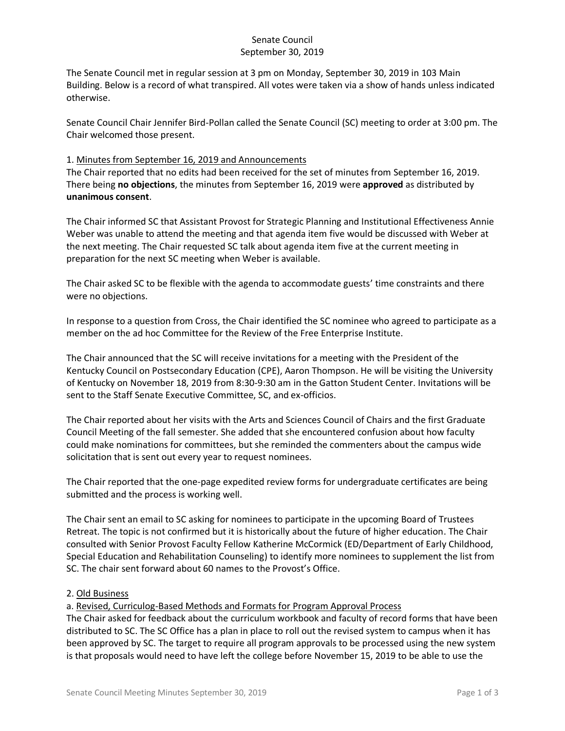# Senate Council
## September 30, 2019

The Senate Council met in regular session at 3 pm on Monday, September 30, 2019 in 103 Main Building. Below is a record of what transpired. All votes were taken via a show of hands unless indicated otherwise.

Senate Council Chair Jennifer Bird-Pollan called the Senate Council (SC) meeting to order at 3:00 pm. The Chair welcomed those present.

1. Minutes from September 16, 2019 and Announcements

The Chair reported that no edits had been received for the set of minutes from September 16, 2019. There being **no objections**, the minutes from September 16, 2019 were **approved** as distributed by **unanimous consent**.

The Chair informed SC that Assistant Provost for Strategic Planning and Institutional Effectiveness Annie Weber was unable to attend the meeting and that agenda item five would be discussed with Weber at the next meeting. The Chair requested SC talk about agenda item five at the current meeting in preparation for the next SC meeting when Weber is available.

The Chair asked SC to be flexible with the agenda to accommodate guests' time constraints and there were no objections.

In response to a question from Cross, the Chair identified the SC nominee who agreed to participate as a member on the ad hoc Committee for the Review of the Free Enterprise Institute.

The Chair announced that the SC will receive invitations for a meeting with the President of the Kentucky Council on Postsecondary Education (CPE), Aaron Thompson. He will be visiting the University of Kentucky on November 18, 2019 from 8:30-9:30 am in the Gatton Student Center. Invitations will be sent to the Staff Senate Executive Committee, SC, and ex-officios.

The Chair reported about her visits with the Arts and Sciences Council of Chairs and the first Graduate Council Meeting of the fall semester. She added that she encountered confusion about how faculty could make nominations for committees, but she reminded the commenters about the campus wide solicitation that is sent out every year to request nominees.

The Chair reported that the one-page expedited review forms for undergraduate certificates are being submitted and the process is working well.

The Chair sent an email to SC asking for nominees to participate in the upcoming Board of Trustees Retreat. The topic is not confirmed but it is historically about the future of higher education. The Chair consulted with Senior Provost Faculty Fellow Katherine McCormick (ED/Department of Early Childhood, Special Education and Rehabilitation Counseling) to identify more nominees to supplement the list from SC. The chair sent forward about 60 names to the Provost's Office.

2. Old Business

a. Revised, Curriculog-Based Methods and Formats for Program Approval Process

The Chair asked for feedback about the curriculum workbook and faculty of record forms that have been distributed to SC. The SC Office has a plan in place to roll out the revised system to campus when it has been approved by SC. The target to require all program approvals to be processed using the new system is that proposals would need to have left the college before November 15, 2019 to be able to use the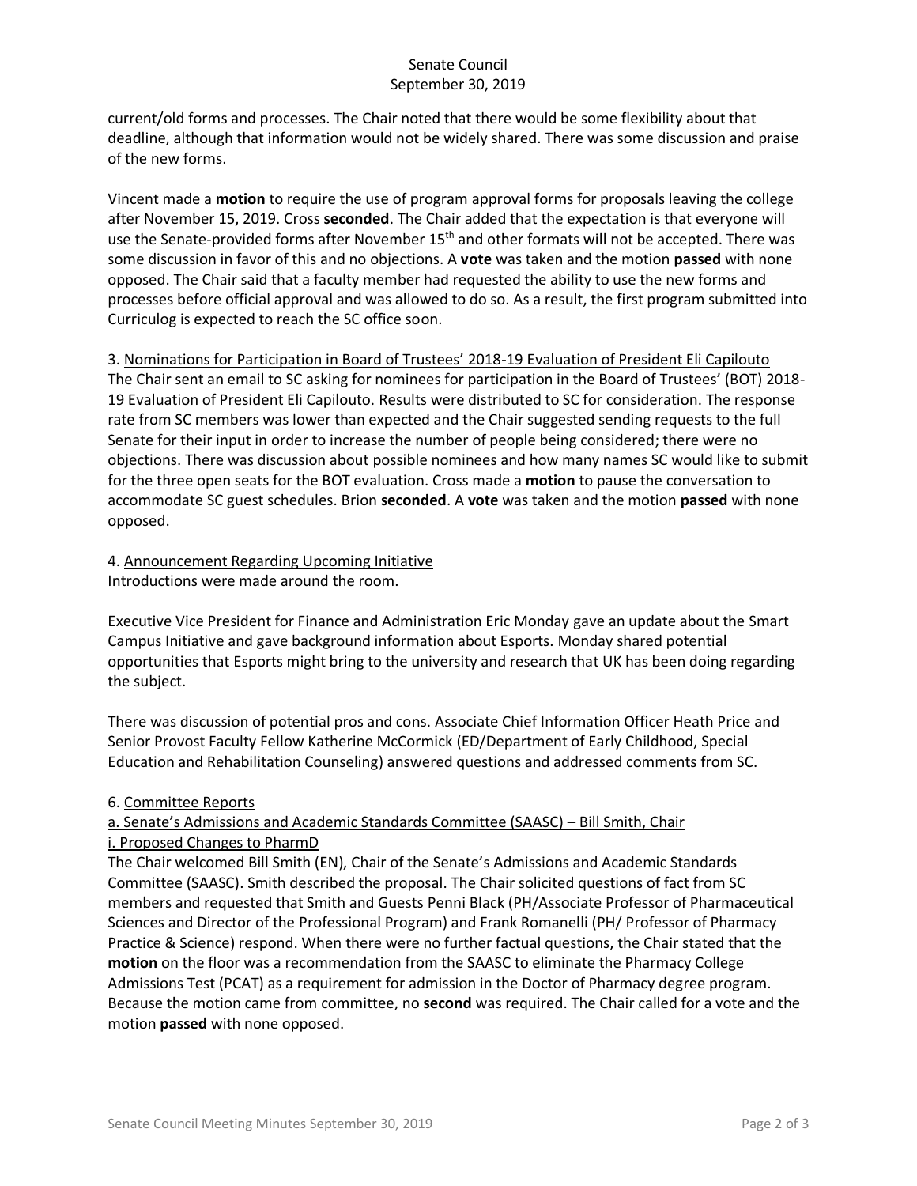current/old forms and processes. The Chair noted that there would be some flexibility about that deadline, although that information would not be widely shared. There was some discussion and praise of the new forms.

Vincent made a **motion** to require the use of program approval forms for proposals leaving the college after November 15, 2019. Cross **seconded**. The Chair added that the expectation is that everyone will use the Senate-provided forms after November 15th and other formats will not be accepted. There was some discussion in favor of this and no objections. A **vote** was taken and the motion **passed** with none opposed. The Chair said that a faculty member had requested the ability to use the new forms and processes before official approval and was allowed to do so. As a result, the first program submitted into Curriculog is expected to reach the SC office soon.

3. <u>Nominations for Participation in Board of Trustees' 2018-19 Evaluation of President Eli Capilouto</u>
The Chair sent an email to SC asking for nominees for participation in the Board of Trustees' (BOT) 2018-19 Evaluation of President Eli Capilouto. Results were distributed to SC for consideration. The response rate from SC members was lower than expected and the Chair suggested sending requests to the full Senate for their input in order to increase the number of people being considered; there were no objections. There was discussion about possible nominees and how many names SC would like to submit for the three open seats for the BOT evaluation. Cross made a **motion** to pause the conversation to accommodate SC guest schedules. Brion **seconded**. A **vote** was taken and the motion **passed** with none opposed.

4. <u>Announcement Regarding Upcoming Initiative</u>
Introductions were made around the room.

Executive Vice President for Finance and Administration Eric Monday gave an update about the Smart Campus Initiative and gave background information about Esports. Monday shared potential opportunities that Esports might bring to the university and research that UK has been doing regarding the subject.

There was discussion of potential pros and cons. Associate Chief Information Officer Heath Price and Senior Provost Faculty Fellow Katherine McCormick (ED/Department of Early Childhood, Special Education and Rehabilitation Counseling) answered questions and addressed comments from SC.

6. <u>Committee Reports</u>
<u>a. Senate's Admissions and Academic Standards Committee (SAASC) – Bill Smith, Chair</u>
<u>i. Proposed Changes to PharmD</u>
The Chair welcomed Bill Smith (EN), Chair of the Senate's Admissions and Academic Standards Committee (SAASC). Smith described the proposal. The Chair solicited questions of fact from SC members and requested that Smith and Guests Penni Black (PH/Associate Professor of Pharmaceutical Sciences and Director of the Professional Program) and Frank Romanelli (PH/ Professor of Pharmacy Practice & Science) respond. When there were no further factual questions, the Chair stated that the **motion** on the floor was a recommendation from the SAASC to eliminate the Pharmacy College Admissions Test (PCAT) as a requirement for admission in the Doctor of Pharmacy degree program. Because the motion came from committee, no **second** was required. The Chair called for a vote and the motion **passed** with none opposed.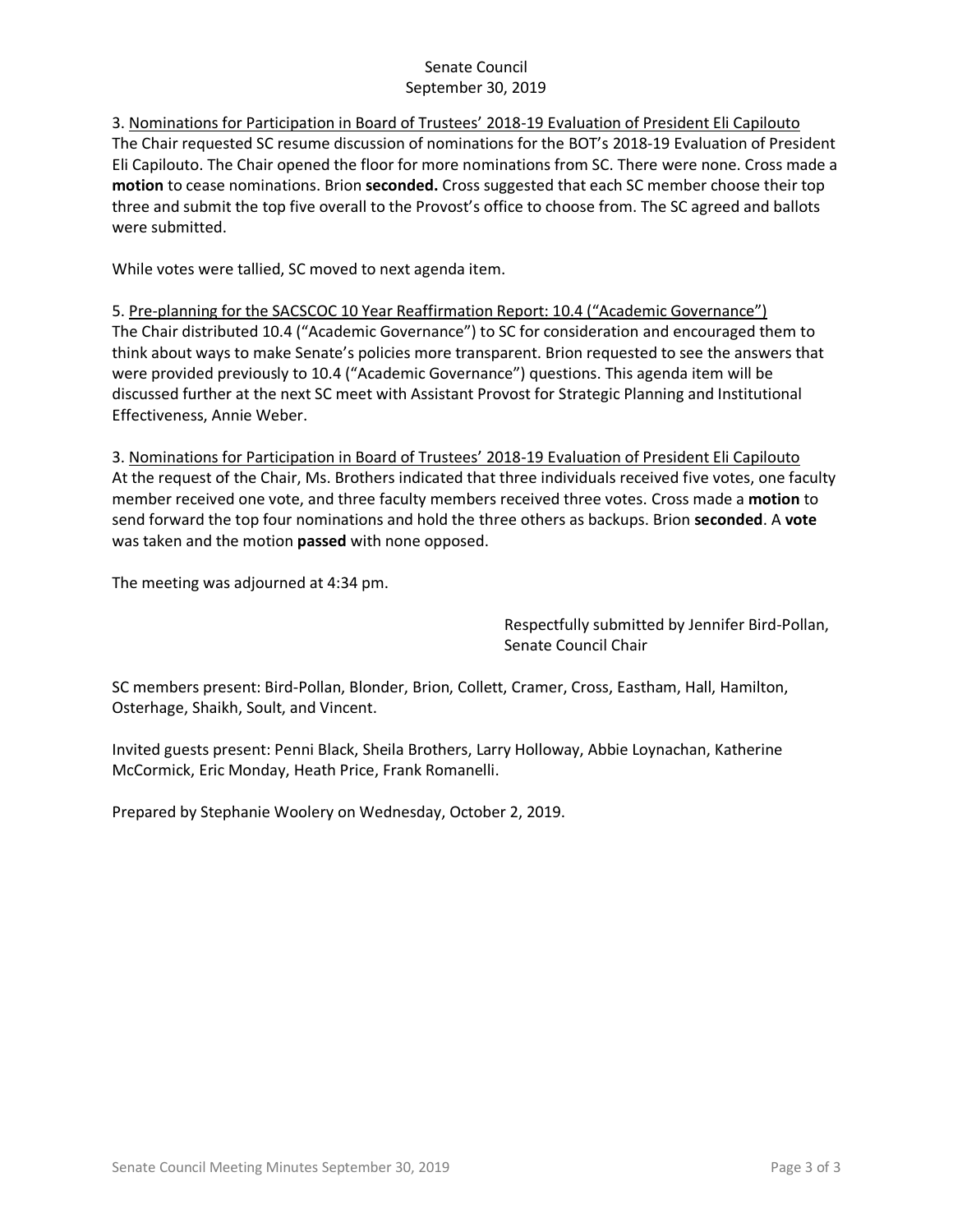3. Nominations for Participation in Board of Trustees' 2018-19 Evaluation of President Eli Capilouto

The Chair requested SC resume discussion of nominations for the BOT's 2018-19 Evaluation of President Eli Capilouto. The Chair opened the floor for more nominations from SC. There were none. Cross made a **motion** to cease nominations. Brion **seconded.** Cross suggested that each SC member choose their top three and submit the top five overall to the Provost's office to choose from. The SC agreed and ballots were submitted.

While votes were tallied, SC moved to next agenda item.

5. Pre-planning for the SACSCOC 10 Year Reaffirmation Report: 10.4 ("Academic Governance")

The Chair distributed 10.4 ("Academic Governance") to SC for consideration and encouraged them to think about ways to make Senate's policies more transparent. Brion requested to see the answers that were provided previously to 10.4 ("Academic Governance") questions. This agenda item will be discussed further at the next SC meet with Assistant Provost for Strategic Planning and Institutional Effectiveness, Annie Weber.

3. Nominations for Participation in Board of Trustees' 2018-19 Evaluation of President Eli Capilouto

At the request of the Chair, Ms. Brothers indicated that three individuals received five votes, one faculty member received one vote, and three faculty members received three votes. Cross made a **motion** to send forward the top four nominations and hold the three others as backups. Brion **seconded**. A **vote** was taken and the motion **passed** with none opposed.

The meeting was adjourned at 4:34 pm.

Respectfully submitted by Jennifer Bird-Pollan,
Senate Council Chair

SC members present: Bird-Pollan, Blonder, Brion, Collett, Cramer, Cross, Eastham, Hall, Hamilton, Osterhage, Shaikh, Soult, and Vincent.

Invited guests present: Penni Black, Sheila Brothers, Larry Holloway, Abbie Loynachan, Katherine McCormick, Eric Monday, Heath Price, Frank Romanelli.

Prepared by Stephanie Woolery on Wednesday, October 2, 2019.